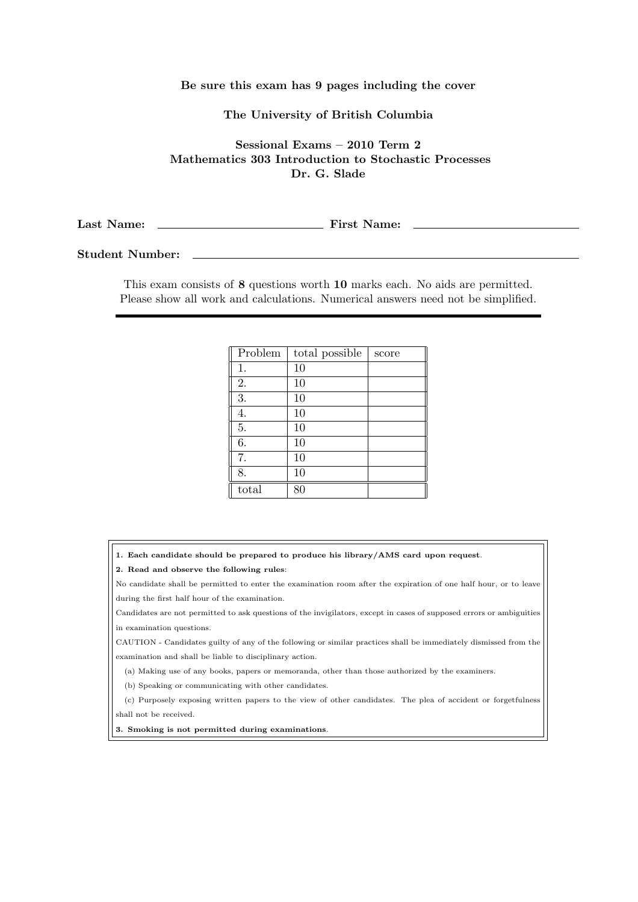**Be sure this exam has 9 pages including the cover**

**The University of British Columbia**

**Sessional Exams – 2010 Term 2**
**Mathematics 303 Introduction to Stochastic Processes**
**Dr. G. Slade**

**Last Name:** \_\_\_\_\_\_\_\_\_\_\_\_\_\_\_\_\_\_\_\_\_\_\_\_ **First Name:** \_\_\_\_\_\_\_\_\_\_\_\_\_\_\_\_\_\_\_\_\_\_\_\_

**Student Number:** \_\_\_\_\_\_\_\_\_\_\_\_\_\_\_\_\_\_\_\_\_\_\_\_\_\_\_\_\_\_\_\_\_\_\_\_\_\_\_\_\_\_\_\_\_\_\_\_

This exam consists of **8** questions worth **10** marks each. No aids are permitted. Please show all work and calculations. Numerical answers need not be simplified.

| Problem | total possible | score |
|---|---|---|
| 1. | 10 | |
| 2. | 10 | |
| 3. | 10 | |
| 4. | 10 | |
| 5. | 10 | |
| 6. | 10 | |
| 7. | 10 | |
| 8. | 10 | |
| total | 80 | |

**1. Each candidate should be prepared to produce his library/AMS card upon request.**

**2. Read and observe the following rules:**

No candidate shall be permitted to enter the examination room after the expiration of one half hour, or to leave during the first half hour of the examination.

Candidates are not permitted to ask questions of the invigilators, except in cases of supposed errors or ambiguities in examination questions.

CAUTION - Candidates guilty of any of the following or similar practices shall be immediately dismissed from the examination and shall be liable to disciplinary action.

(a) Making use of any books, papers or memoranda, other than those authorized by the examiners.

(b) Speaking or communicating with other candidates.

(c) Purposely exposing written papers to the view of other candidates. The plea of accident or forgetfulness shall not be received.

**3. Smoking is not permitted during examinations.**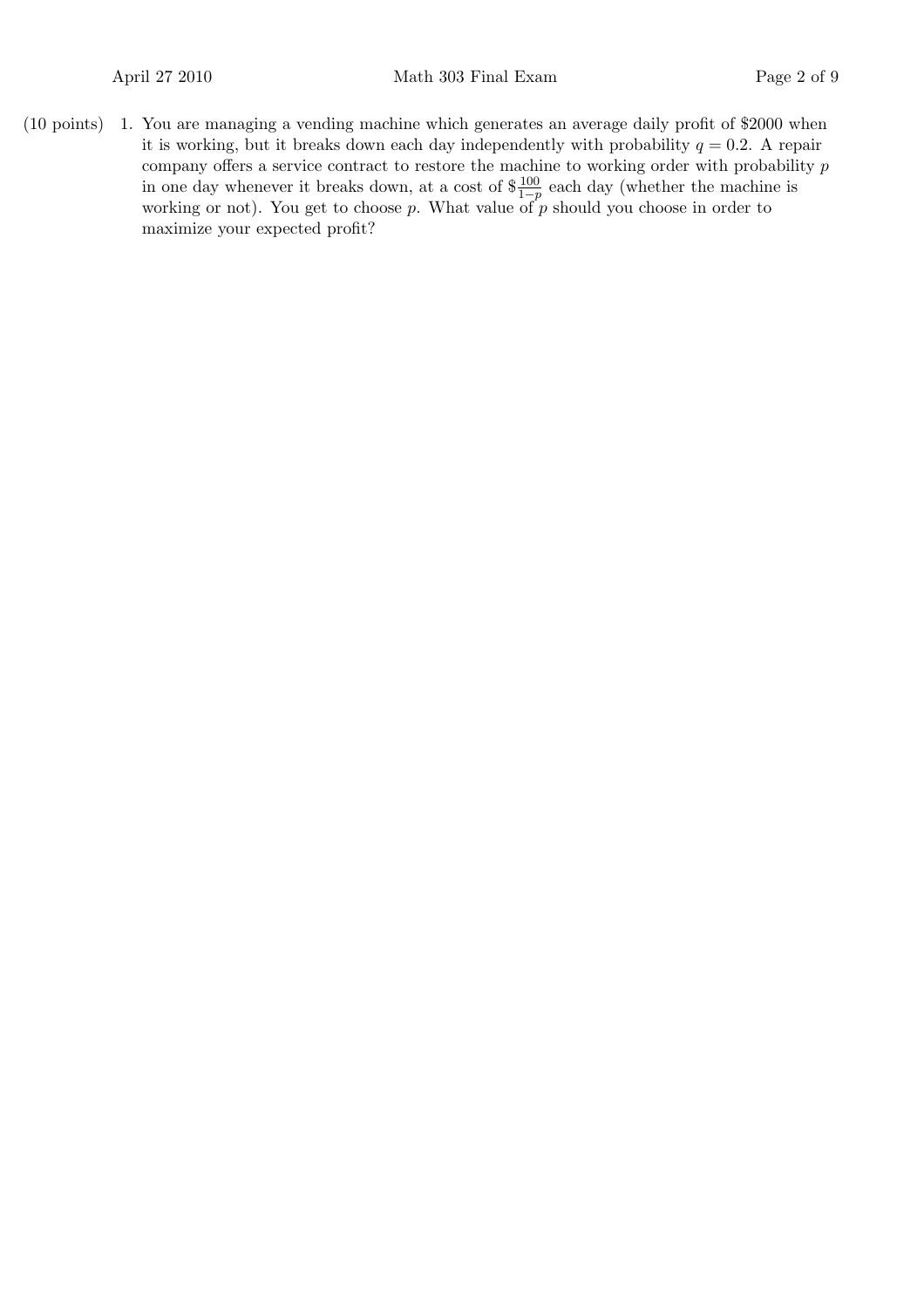(10 points) 1. You are managing a vending machine which generates an average daily profit of \$2000 when it is working, but it breaks down each day independently with probability $q = 0.2$. A repair company offers a service contract to restore the machine to working order with probability $p$ in one day whenever it breaks down, at a cost of $\$\frac{100}{1-p}$ each day (whether the machine is working or not). You get to choose $p$. What value of $p$ should you choose in order to maximize your expected profit?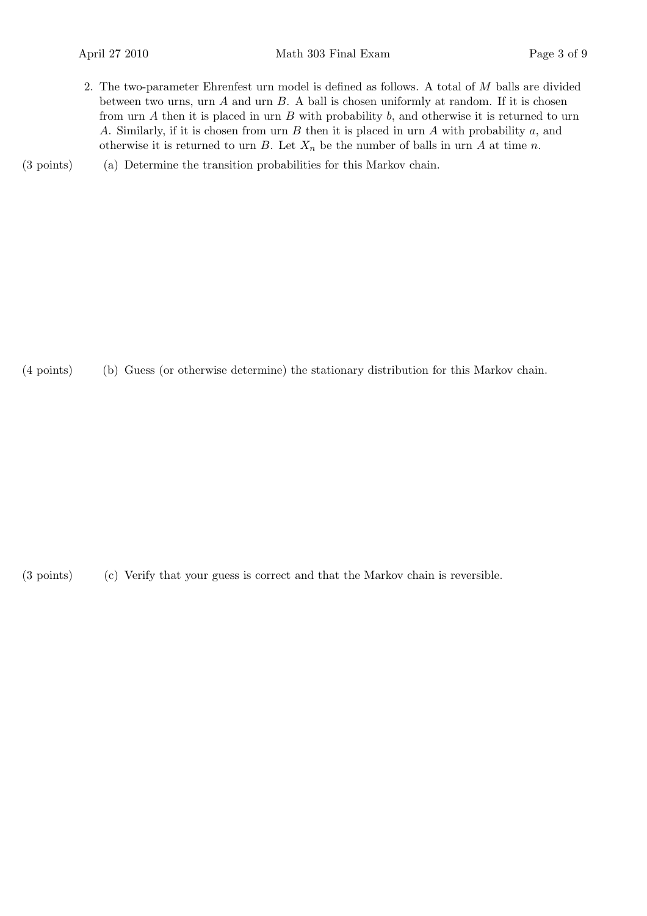2. The two-parameter Ehrenfest urn model is defined as follows. A total of $M$ balls are divided between two urns, urn $A$ and urn $B$. A ball is chosen uniformly at random. If it is chosen from urn $A$ then it is placed in urn $B$ with probability $b$, and otherwise it is returned to urn $A$. Similarly, if it is chosen from urn $B$ then it is placed in urn $A$ with probability $a$, and otherwise it is returned to urn $B$. Let $X_n$ be the number of balls in urn $A$ at time $n$.

(3 points) (a) Determine the transition probabilities for this Markov chain.

(4 points) (b) Guess (or otherwise determine) the stationary distribution for this Markov chain.

(3 points) (c) Verify that your guess is correct and that the Markov chain is reversible.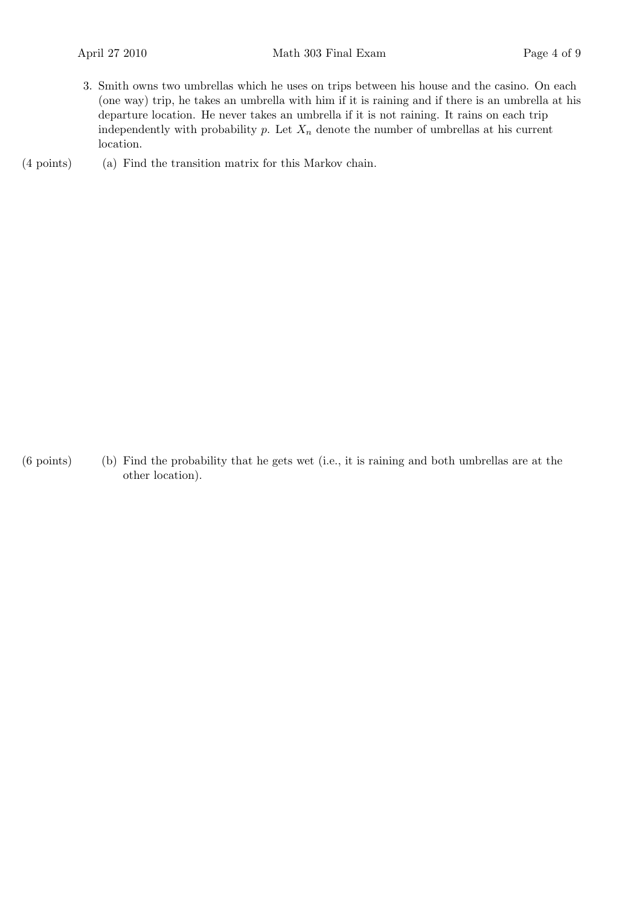3. Smith owns two umbrellas which he uses on trips between his house and the casino. On each (one way) trip, he takes an umbrella with him if it is raining and if there is an umbrella at his departure location. He never takes an umbrella if it is not raining. It rains on each trip independently with probability $p$. Let $X_n$ denote the number of umbrellas at his current location.

(4 points) (a) Find the transition matrix for this Markov chain.

(6 points) (b) Find the probability that he gets wet (i.e., it is raining and both umbrellas are at the other location).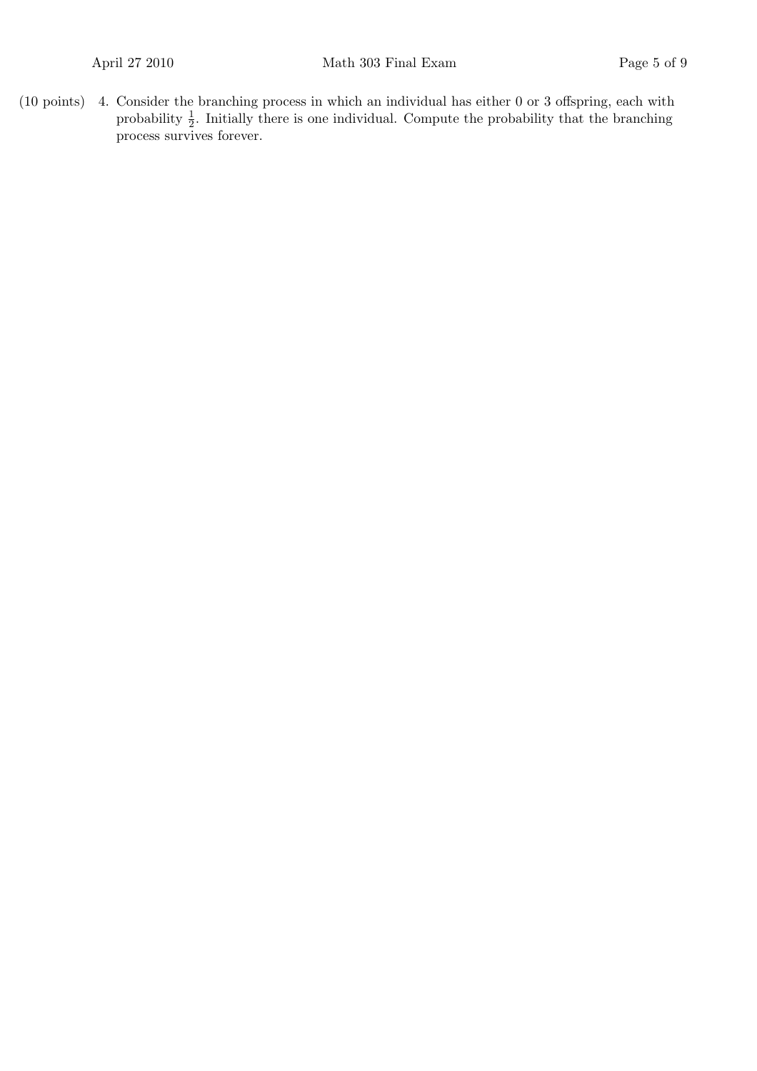(10 points) 4. Consider the branching process in which an individual has either 0 or 3 offspring, each with probability $\frac{1}{2}$. Initially there is one individual. Compute the probability that the branching process survives forever.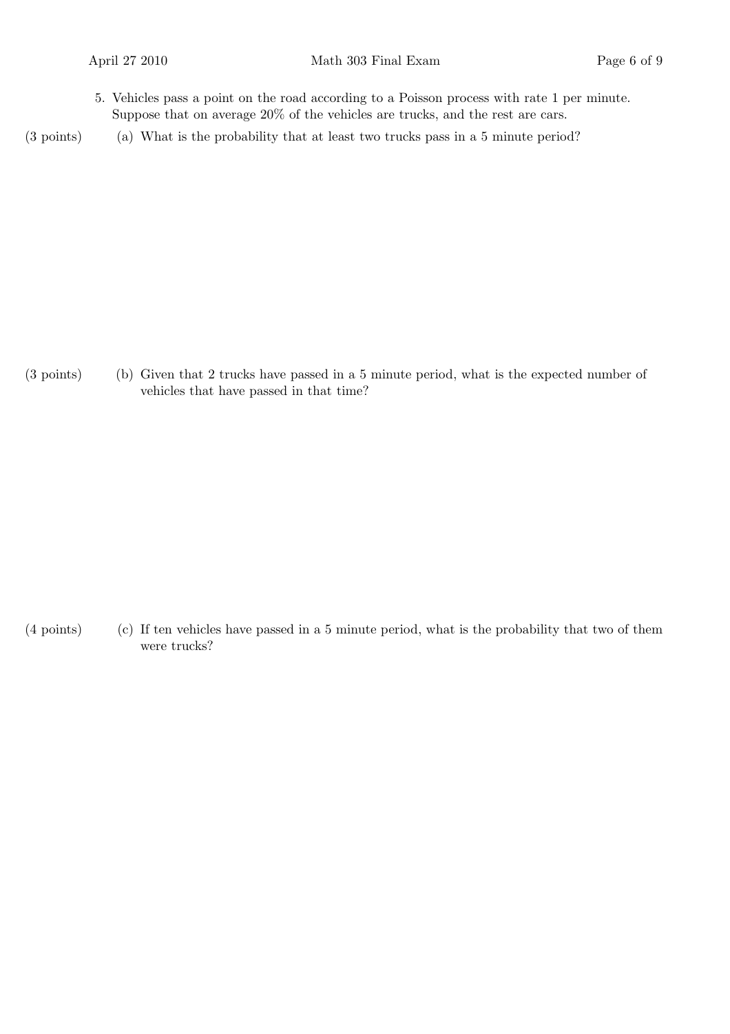5. Vehicles pass a point on the road according to a Poisson process with rate 1 per minute. Suppose that on average 20% of the vehicles are trucks, and the rest are cars.

(3 points) (a) What is the probability that at least two trucks pass in a 5 minute period?

(3 points) (b) Given that 2 trucks have passed in a 5 minute period, what is the expected number of vehicles that have passed in that time?

(4 points) (c) If ten vehicles have passed in a 5 minute period, what is the probability that two of them were trucks?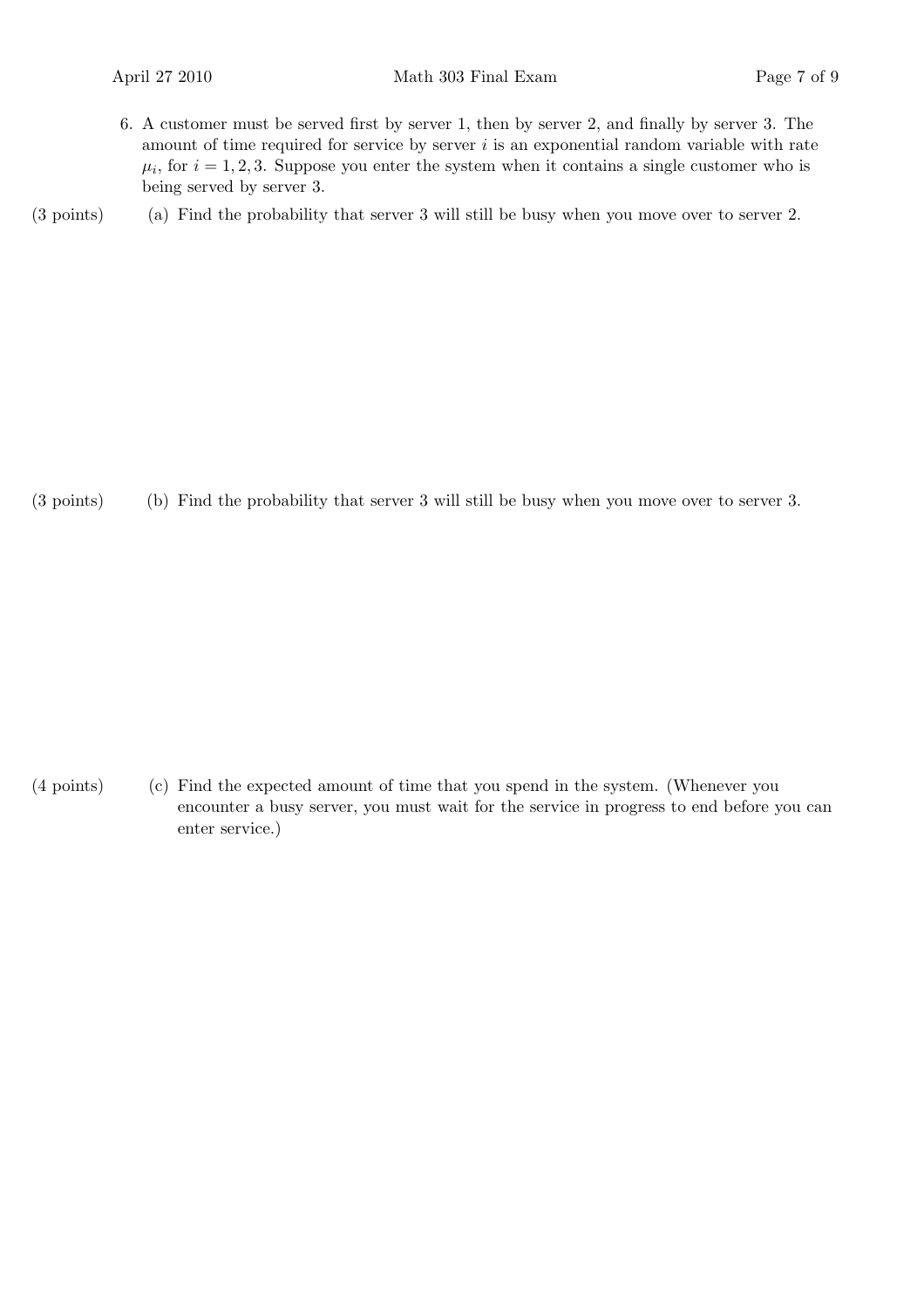6. A customer must be served first by server 1, then by server 2, and finally by server 3. The amount of time required for service by server $i$ is an exponential random variable with rate $\mu_i$, for $i = 1, 2, 3$. Suppose you enter the system when it contains a single customer who is being served by server 3.

(3 points) (a) Find the probability that server 3 will still be busy when you move over to server 2.

(3 points) (b) Find the probability that server 3 will still be busy when you move over to server 3.

(4 points) (c) Find the expected amount of time that you spend in the system. (Whenever you encounter a busy server, you must wait for the service in progress to end before you can enter service.)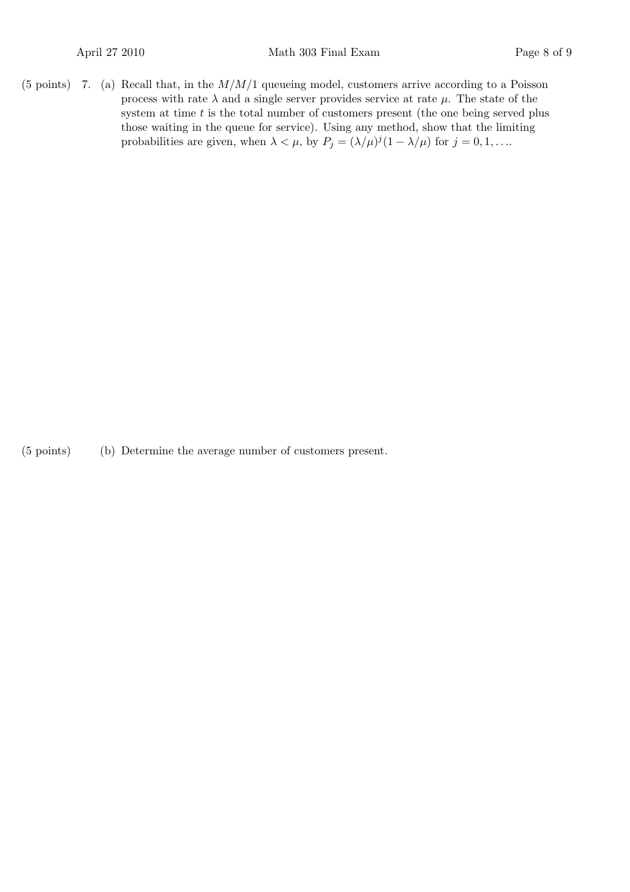(5 points) 7. (a) Recall that, in the $M/M/1$ queueing model, customers arrive according to a Poisson process with rate $\lambda$ and a single server provides service at rate $\mu$. The state of the system at time $t$ is the total number of customers present (the one being served plus those waiting in the queue for service). Using any method, show that the limiting probabilities are given, when $\lambda < \mu$, by $P_j = (\lambda/\mu)^j(1 - \lambda/\mu)$ for $j = 0, 1, \ldots$.

(5 points) (b) Determine the average number of customers present.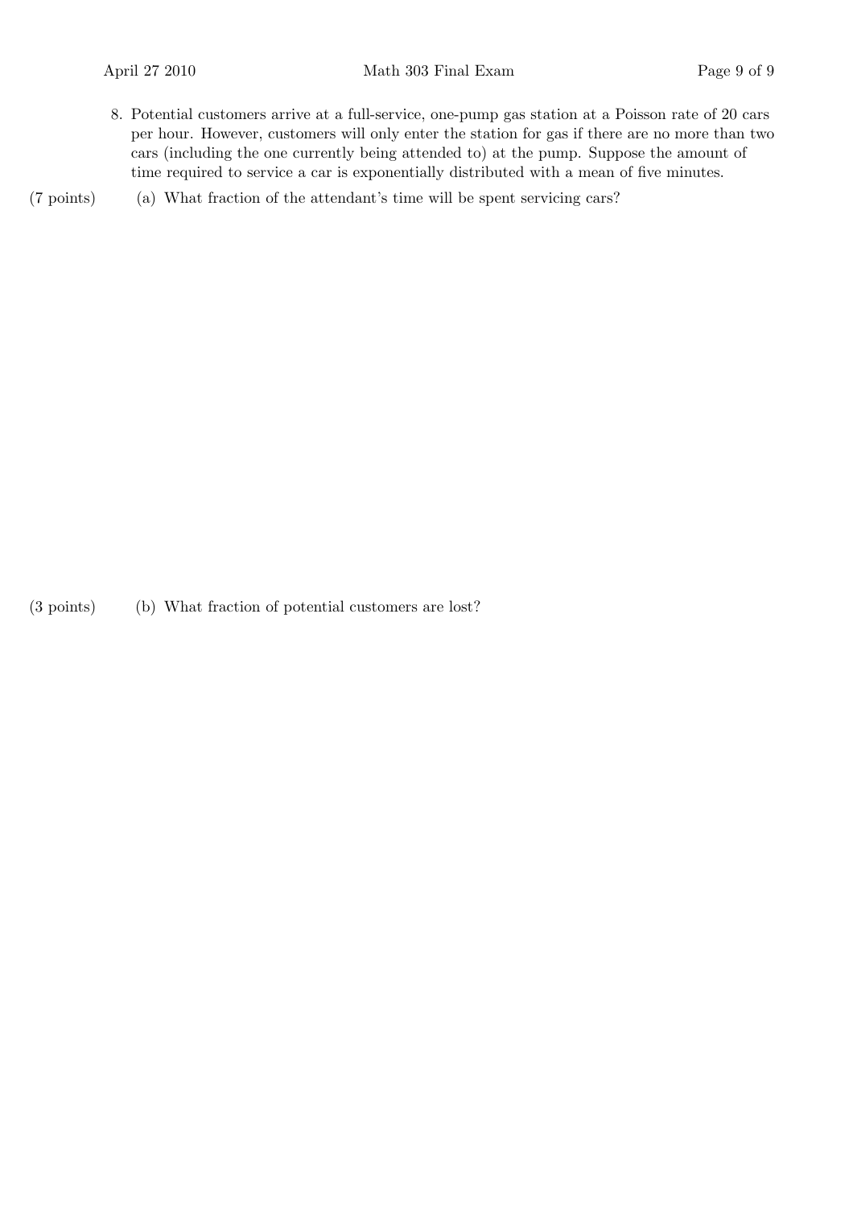8. Potential customers arrive at a full-service, one-pump gas station at a Poisson rate of 20 cars per hour. However, customers will only enter the station for gas if there are no more than two cars (including the one currently being attended to) at the pump. Suppose the amount of time required to service a car is exponentially distributed with a mean of five minutes.

(7 points) (a) What fraction of the attendant's time will be spent servicing cars?

(3 points) (b) What fraction of potential customers are lost?